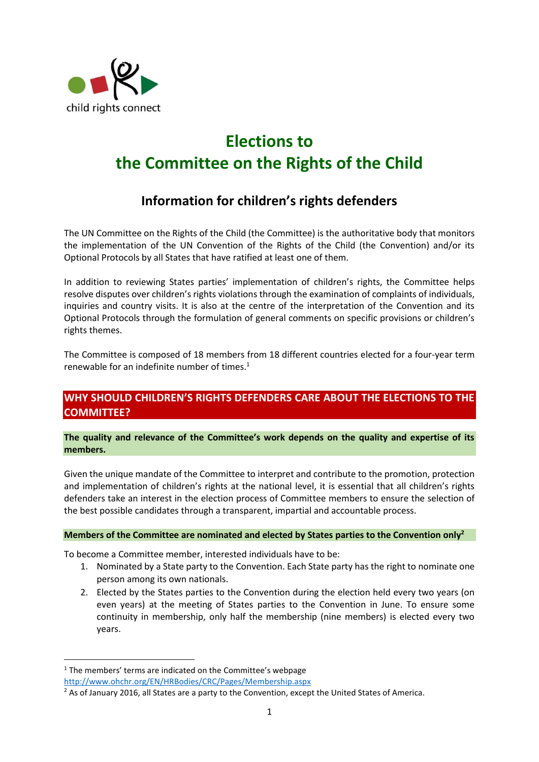child rights connect

# Elections to the Committee on the Rights of the Child

## Information for children's rights defenders

The UN Committee on the Rights of the Child (the Committee) is the authoritative body that monitors the implementation of the UN Convention of the Rights of the Child (the Convention) and/or its Optional Protocols by all States that have ratified at least one of them.

In addition to reviewing States parties' implementation of children's rights, the Committee helps resolve disputes over children's rights violations through the examination of complaints of individuals, inquiries and country visits. It is also at the centre of the interpretation of the Convention and its Optional Protocols through the formulation of general comments on specific provisions or children's rights themes.

The Committee is composed of 18 members from 18 different countries elected for a four-year term renewable for an indefinite number of times.[1]

## WHY SHOULD CHILDREN'S RIGHTS DEFENDERS CARE ABOUT THE ELECTIONS TO THE COMMITTEE?

**The quality and relevance of the Committee's work depends on the quality and expertise of its members.**

Given the unique mandate of the Committee to interpret and contribute to the promotion, protection and implementation of children's rights at the national level, it is essential that all children's rights defenders take an interest in the election process of Committee members to ensure the selection of the best possible candidates through a transparent, impartial and accountable process.

**Members of the Committee are nominated and elected by States parties to the Convention only[2]**

To become a Committee member, interested individuals have to be:

1. Nominated by a State party to the Convention. Each State party has the right to nominate one person among its own nationals.
2. Elected by the States parties to the Convention during the election held every two years (on even years) at the meeting of States parties to the Convention in June. To ensure some continuity in membership, only half the membership (nine members) is elected every two years.

---

[1] The members' terms are indicated on the Committee's webpage http://www.ohchr.org/EN/HRBodies/CRC/Pages/Membership.aspx

[2] As of January 2016, all States are a party to the Convention, except the United States of America.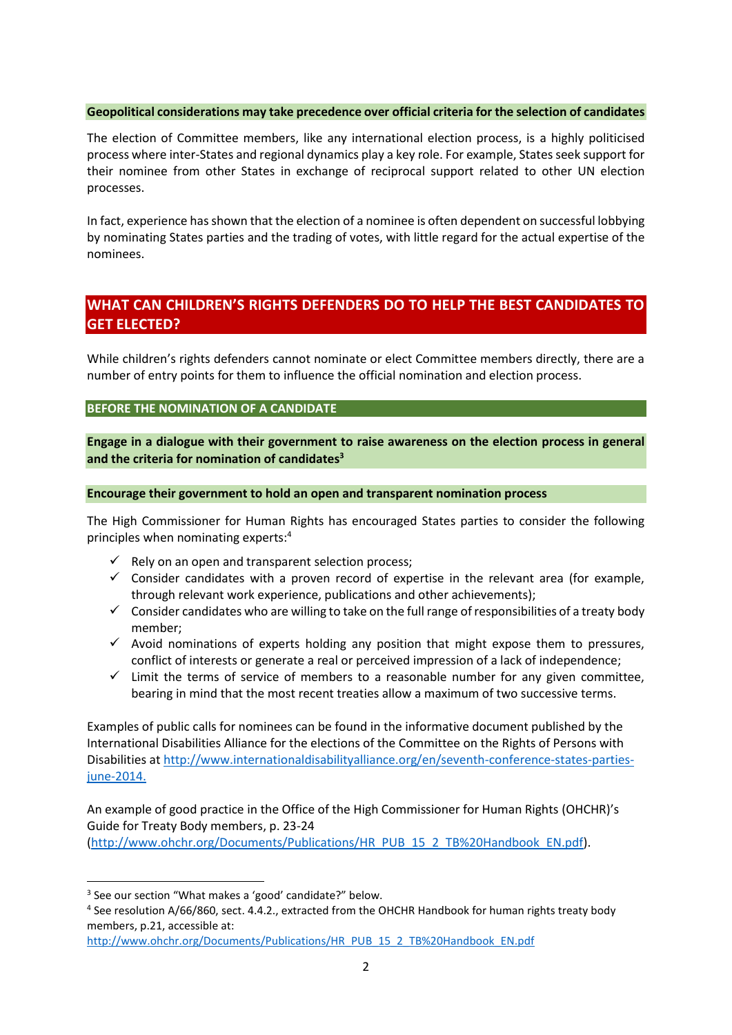**Geopolitical considerations may take precedence over official criteria for the selection of candidates**

The election of Committee members, like any international election process, is a highly politicised process where inter-States and regional dynamics play a key role. For example, States seek support for their nominee from other States in exchange of reciprocal support related to other UN election processes.

In fact, experience has shown that the election of a nominee is often dependent on successful lobbying by nominating States parties and the trading of votes, with little regard for the actual expertise of the nominees.

## WHAT CAN CHILDREN'S RIGHTS DEFENDERS DO TO HELP THE BEST CANDIDATES TO GET ELECTED?

While children's rights defenders cannot nominate or elect Committee members directly, there are a number of entry points for them to influence the official nomination and election process.

### BEFORE THE NOMINATION OF A CANDIDATE

**Engage in a dialogue with their government to raise awareness on the election process in general and the criteria for nomination of candidates[3]**

**Encourage their government to hold an open and transparent nomination process**

The High Commissioner for Human Rights has encouraged States parties to consider the following principles when nominating experts:[4]

- ✓ Rely on an open and transparent selection process;
- ✓ Consider candidates with a proven record of expertise in the relevant area (for example, through relevant work experience, publications and other achievements);
- ✓ Consider candidates who are willing to take on the full range of responsibilities of a treaty body member;
- ✓ Avoid nominations of experts holding any position that might expose them to pressures, conflict of interests or generate a real or perceived impression of a lack of independence;
- ✓ Limit the terms of service of members to a reasonable number for any given committee, bearing in mind that the most recent treaties allow a maximum of two successive terms.

Examples of public calls for nominees can be found in the informative document published by the International Disabilities Alliance for the elections of the Committee on the Rights of Persons with Disabilities at http://www.internationaldisabilityalliance.org/en/seventh-conference-states-parties-june-2014.

An example of good practice in the Office of the High Commissioner for Human Rights (OHCHR)'s Guide for Treaty Body members, p. 23-24 (http://www.ohchr.org/Documents/Publications/HR_PUB_15_2_TB%20Handbook_EN.pdf).

---

[3] See our section "What makes a 'good' candidate?" below.

[4] See resolution A/66/860, sect. 4.4.2., extracted from the OHCHR Handbook for human rights treaty body members, p.21, accessible at: http://www.ohchr.org/Documents/Publications/HR_PUB_15_2_TB%20Handbook_EN.pdf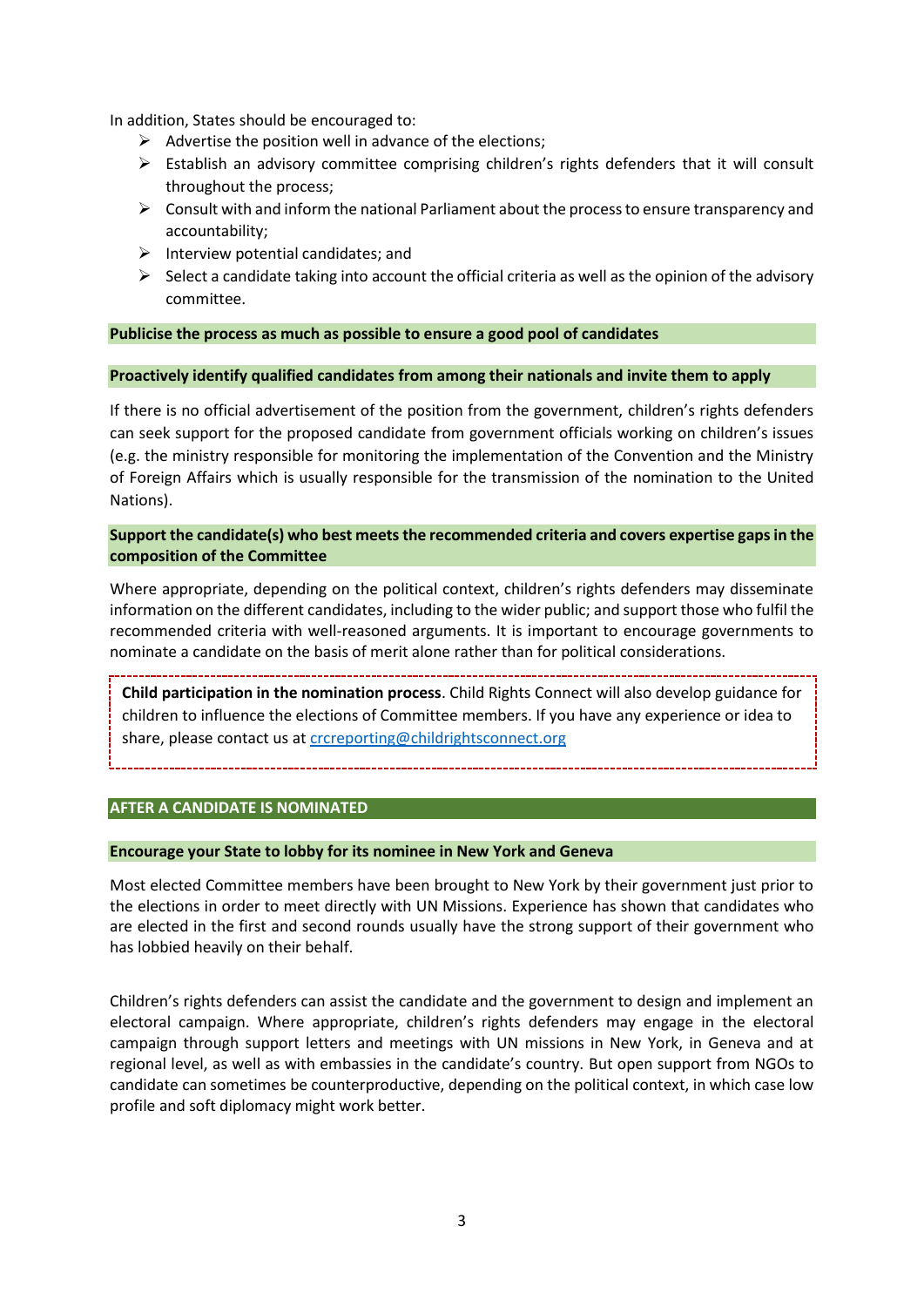In addition, States should be encouraged to:

- Advertise the position well in advance of the elections;
- Establish an advisory committee comprising children's rights defenders that it will consult throughout the process;
- Consult with and inform the national Parliament about the process to ensure transparency and accountability;
- Interview potential candidates; and
- Select a candidate taking into account the official criteria as well as the opinion of the advisory committee.

**Publicise the process as much as possible to ensure a good pool of candidates**

**Proactively identify qualified candidates from among their nationals and invite them to apply**

If there is no official advertisement of the position from the government, children's rights defenders can seek support for the proposed candidate from government officials working on children's issues (e.g. the ministry responsible for monitoring the implementation of the Convention and the Ministry of Foreign Affairs which is usually responsible for the transmission of the nomination to the United Nations).

**Support the candidate(s) who best meets the recommended criteria and covers expertise gaps in the composition of the Committee**

Where appropriate, depending on the political context, children's rights defenders may disseminate information on the different candidates, including to the wider public; and support those who fulfil the recommended criteria with well-reasoned arguments. It is important to encourage governments to nominate a candidate on the basis of merit alone rather than for political considerations.

**Child participation in the nomination process**. Child Rights Connect will also develop guidance for children to influence the elections of Committee members. If you have any experience or idea to share, please contact us at crcreporting@childrightsconnect.org

## AFTER A CANDIDATE IS NOMINATED

**Encourage your State to lobby for its nominee in New York and Geneva**

Most elected Committee members have been brought to New York by their government just prior to the elections in order to meet directly with UN Missions. Experience has shown that candidates who are elected in the first and second rounds usually have the strong support of their government who has lobbied heavily on their behalf.

Children's rights defenders can assist the candidate and the government to design and implement an electoral campaign. Where appropriate, children's rights defenders may engage in the electoral campaign through support letters and meetings with UN missions in New York, in Geneva and at regional level, as well as with embassies in the candidate's country. But open support from NGOs to candidate can sometimes be counterproductive, depending on the political context, in which case low profile and soft diplomacy might work better.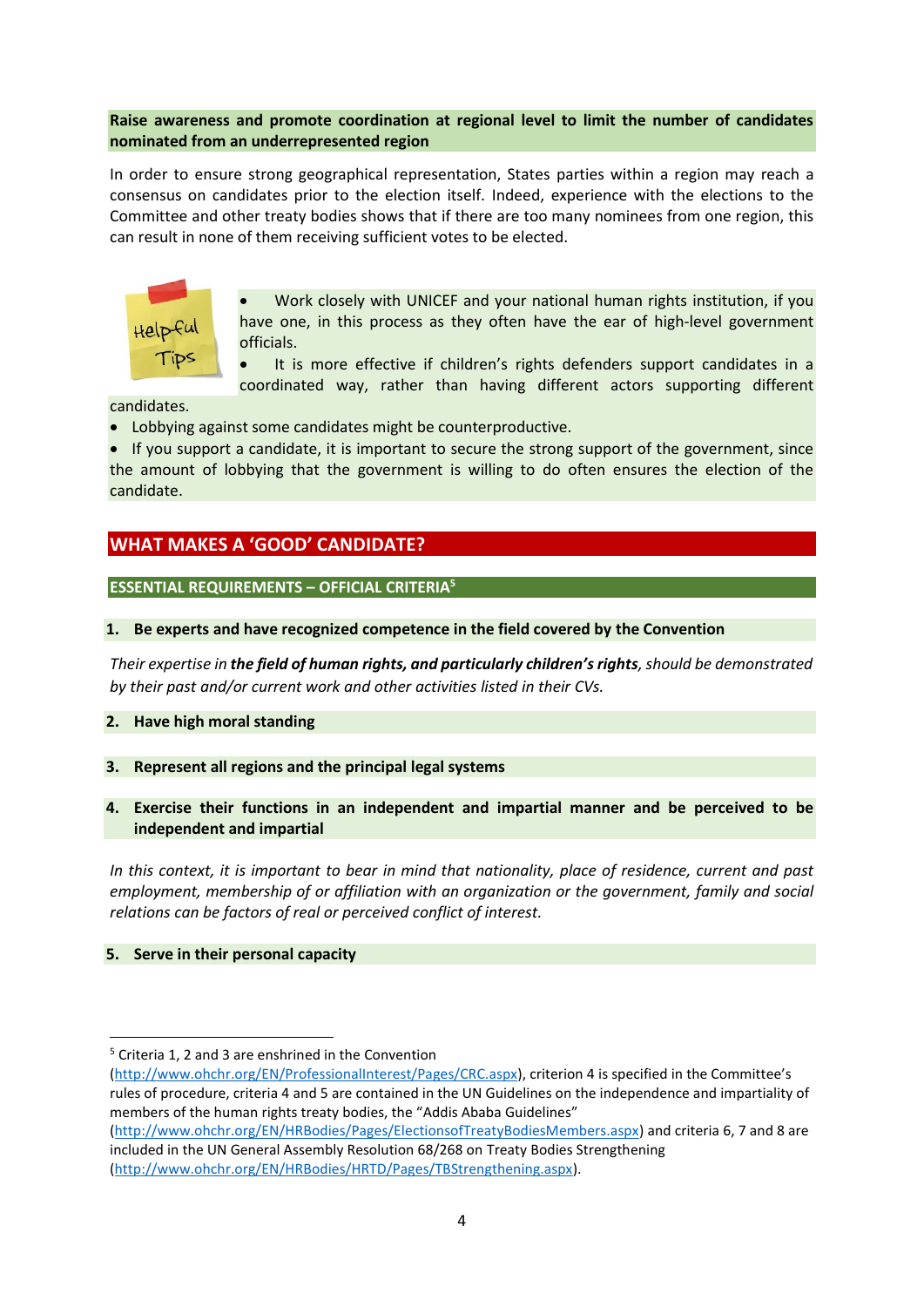**Raise awareness and promote coordination at regional level to limit the number of candidates nominated from an underrepresented region**

In order to ensure strong geographical representation, States parties within a region may reach a consensus on candidates prior to the election itself. Indeed, experience with the elections to the Committee and other treaty bodies shows that if there are too many nominees from one region, this can result in none of them receiving sufficient votes to be elected.

Helpful Tips

- Work closely with UNICEF and your national human rights institution, if you have one, in this process as they often have the ear of high-level government officials.
- It is more effective if children's rights defenders support candidates in a coordinated way, rather than having different actors supporting different candidates.
- Lobbying against some candidates might be counterproductive.
- If you support a candidate, it is important to secure the strong support of the government, since the amount of lobbying that the government is willing to do often ensures the election of the candidate.

## WHAT MAKES A 'GOOD' CANDIDATE?

### ESSENTIAL REQUIREMENTS – OFFICIAL CRITERIA[5]

**1. Be experts and have recognized competence in the field covered by the Convention**

*Their expertise in **the field of human rights, and particularly children's rights**, should be demonstrated by their past and/or current work and other activities listed in their CVs.*

**2. Have high moral standing**

**3. Represent all regions and the principal legal systems**

**4. Exercise their functions in an independent and impartial manner and be perceived to be independent and impartial**

*In this context, it is important to bear in mind that nationality, place of residence, current and past employment, membership of or affiliation with an organization or the government, family and social relations can be factors of real or perceived conflict of interest.*

**5. Serve in their personal capacity**

---

[5] Criteria 1, 2 and 3 are enshrined in the Convention (http://www.ohchr.org/EN/ProfessionalInterest/Pages/CRC.aspx), criterion 4 is specified in the Committee's rules of procedure, criteria 4 and 5 are contained in the UN Guidelines on the independence and impartiality of members of the human rights treaty bodies, the "Addis Ababa Guidelines" (http://www.ohchr.org/EN/HRBodies/Pages/ElectionsofTreatyBodiesMembers.aspx) and criteria 6, 7 and 8 are included in the UN General Assembly Resolution 68/268 on Treaty Bodies Strengthening (http://www.ohchr.org/EN/HRBodies/HRTD/Pages/TBStrengthening.aspx).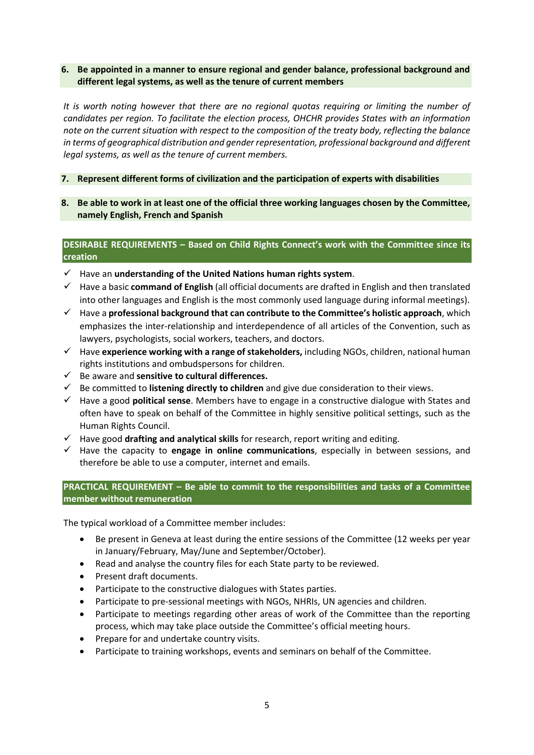**6. Be appointed in a manner to ensure regional and gender balance, professional background and different legal systems, as well as the tenure of current members**

*It is worth noting however that there are no regional quotas requiring or limiting the number of candidates per region. To facilitate the election process, OHCHR provides States with an information note on the current situation with respect to the composition of the treaty body, reflecting the balance in terms of geographical distribution and gender representation, professional background and different legal systems, as well as the tenure of current members.*

**7. Represent different forms of civilization and the participation of experts with disabilities**

**8. Be able to work in at least one of the official three working languages chosen by the Committee, namely English, French and Spanish**

**DESIRABLE REQUIREMENTS – Based on Child Rights Connect's work with the Committee since its creation**

- ✓ Have an **understanding of the United Nations human rights system**.
- ✓ Have a basic **command of English** (all official documents are drafted in English and then translated into other languages and English is the most commonly used language during informal meetings).
- ✓ Have a **professional background that can contribute to the Committee's holistic approach**, which emphasizes the inter-relationship and interdependence of all articles of the Convention, such as lawyers, psychologists, social workers, teachers, and doctors.
- ✓ Have **experience working with a range of stakeholders,** including NGOs, children, national human rights institutions and ombudspersons for children.
- ✓ Be aware and **sensitive to cultural differences.**
- ✓ Be committed to **listening directly to children** and give due consideration to their views.
- ✓ Have a good **political sense**. Members have to engage in a constructive dialogue with States and often have to speak on behalf of the Committee in highly sensitive political settings, such as the Human Rights Council.
- ✓ Have good **drafting and analytical skills** for research, report writing and editing.
- ✓ Have the capacity to **engage in online communications**, especially in between sessions, and therefore be able to use a computer, internet and emails.

**PRACTICAL REQUIREMENT – Be able to commit to the responsibilities and tasks of a Committee member without remuneration**

The typical workload of a Committee member includes:

- Be present in Geneva at least during the entire sessions of the Committee (12 weeks per year in January/February, May/June and September/October).
- Read and analyse the country files for each State party to be reviewed.
- Present draft documents.
- Participate to the constructive dialogues with States parties.
- Participate to pre-sessional meetings with NGOs, NHRIs, UN agencies and children.
- Participate to meetings regarding other areas of work of the Committee than the reporting process, which may take place outside the Committee's official meeting hours.
- Prepare for and undertake country visits.
- Participate to training workshops, events and seminars on behalf of the Committee.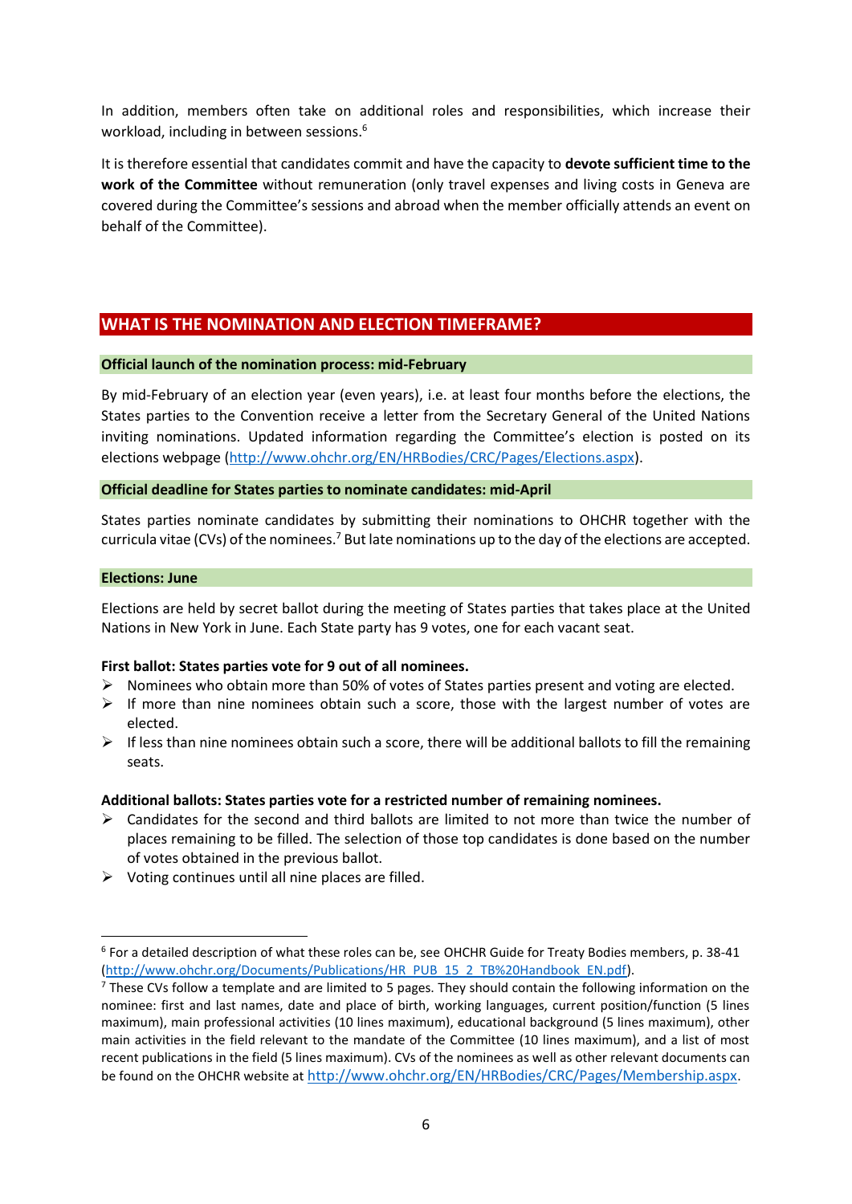In addition, members often take on additional roles and responsibilities, which increase their workload, including in between sessions.[6]

It is therefore essential that candidates commit and have the capacity to **devote sufficient time to the work of the Committee** without remuneration (only travel expenses and living costs in Geneva are covered during the Committee's sessions and abroad when the member officially attends an event on behalf of the Committee).

## WHAT IS THE NOMINATION AND ELECTION TIMEFRAME?

### Official launch of the nomination process: mid-February

By mid-February of an election year (even years), i.e. at least four months before the elections, the States parties to the Convention receive a letter from the Secretary General of the United Nations inviting nominations. Updated information regarding the Committee's election is posted on its elections webpage (http://www.ohchr.org/EN/HRBodies/CRC/Pages/Elections.aspx).

### Official deadline for States parties to nominate candidates: mid-April

States parties nominate candidates by submitting their nominations to OHCHR together with the curricula vitae (CVs) of the nominees.[7] But late nominations up to the day of the elections are accepted.

### Elections: June

Elections are held by secret ballot during the meeting of States parties that takes place at the United Nations in New York in June. Each State party has 9 votes, one for each vacant seat.

**First ballot: States parties vote for 9 out of all nominees.**

- Nominees who obtain more than 50% of votes of States parties present and voting are elected.
- If more than nine nominees obtain such a score, those with the largest number of votes are elected.
- If less than nine nominees obtain such a score, there will be additional ballots to fill the remaining seats.

**Additional ballots: States parties vote for a restricted number of remaining nominees.**

- Candidates for the second and third ballots are limited to not more than twice the number of places remaining to be filled. The selection of those top candidates is done based on the number of votes obtained in the previous ballot.
- Voting continues until all nine places are filled.

---

[6] For a detailed description of what these roles can be, see OHCHR Guide for Treaty Bodies members, p. 38-41 (http://www.ohchr.org/Documents/Publications/HR_PUB_15_2_TB%20Handbook_EN.pdf).

[7] These CVs follow a template and are limited to 5 pages. They should contain the following information on the nominee: first and last names, date and place of birth, working languages, current position/function (5 lines maximum), main professional activities (10 lines maximum), educational background (5 lines maximum), other main activities in the field relevant to the mandate of the Committee (10 lines maximum), and a list of most recent publications in the field (5 lines maximum). CVs of the nominees as well as other relevant documents can be found on the OHCHR website at http://www.ohchr.org/EN/HRBodies/CRC/Pages/Membership.aspx.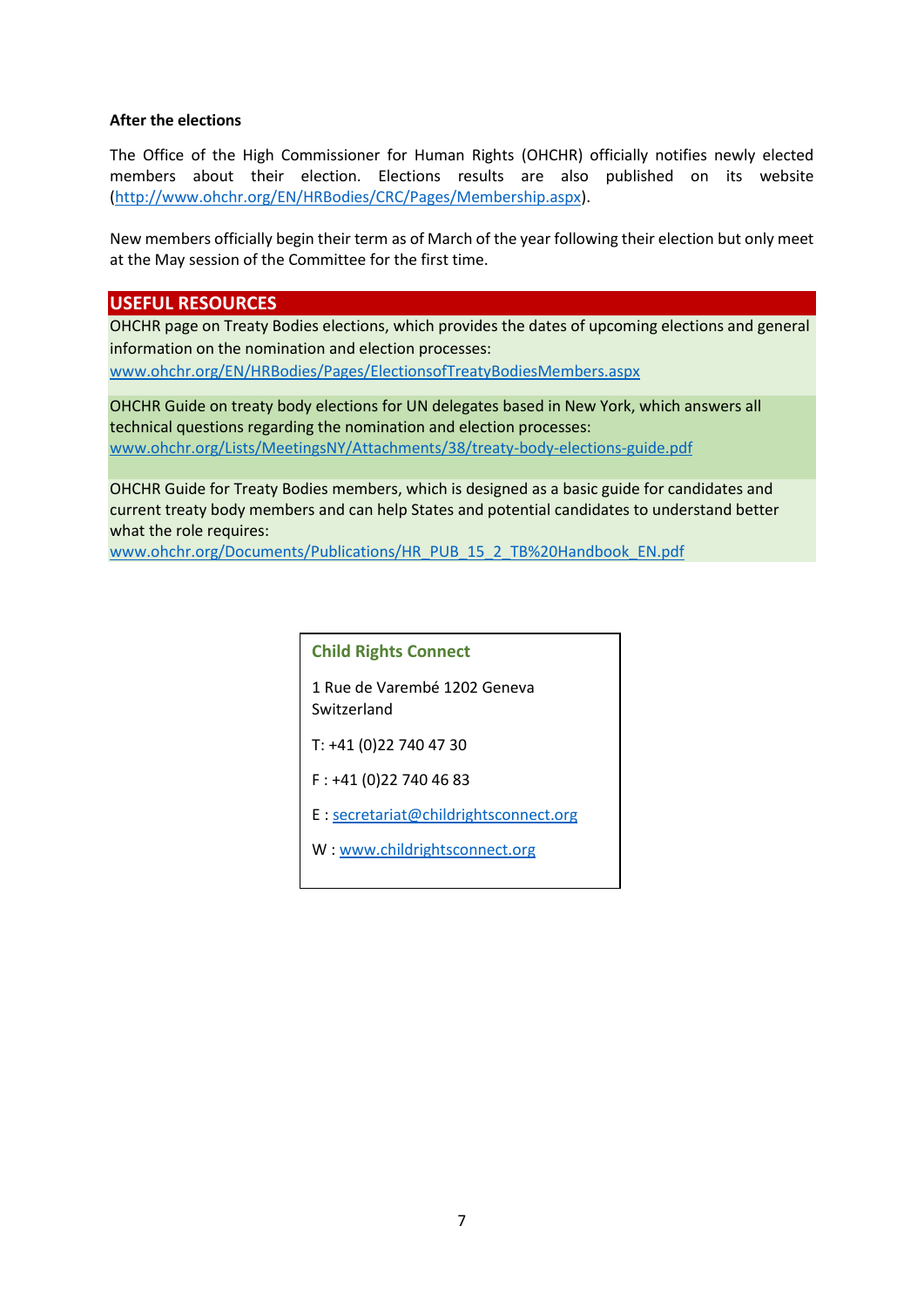**After the elections**

The Office of the High Commissioner for Human Rights (OHCHR) officially notifies newly elected members about their election. Elections results are also published on its website (http://www.ohchr.org/EN/HRBodies/CRC/Pages/Membership.aspx).

New members officially begin their term as of March of the year following their election but only meet at the May session of the Committee for the first time.

## USEFUL RESOURCES

OHCHR page on Treaty Bodies elections, which provides the dates of upcoming elections and general information on the nomination and election processes:
www.ohchr.org/EN/HRBodies/Pages/ElectionsofTreatyBodiesMembers.aspx

OHCHR Guide on treaty body elections for UN delegates based in New York, which answers all technical questions regarding the nomination and election processes:
www.ohchr.org/Lists/MeetingsNY/Attachments/38/treaty-body-elections-guide.pdf

OHCHR Guide for Treaty Bodies members, which is designed as a basic guide for candidates and current treaty body members and can help States and potential candidates to understand better what the role requires:
www.ohchr.org/Documents/Publications/HR_PUB_15_2_TB%20Handbook_EN.pdf

**Child Rights Connect**

1 Rue de Varembé 1202 Geneva
Switzerland

T: +41 (0)22 740 47 30

F : +41 (0)22 740 46 83

E : secretariat@childrightsconnect.org

W : www.childrightsconnect.org